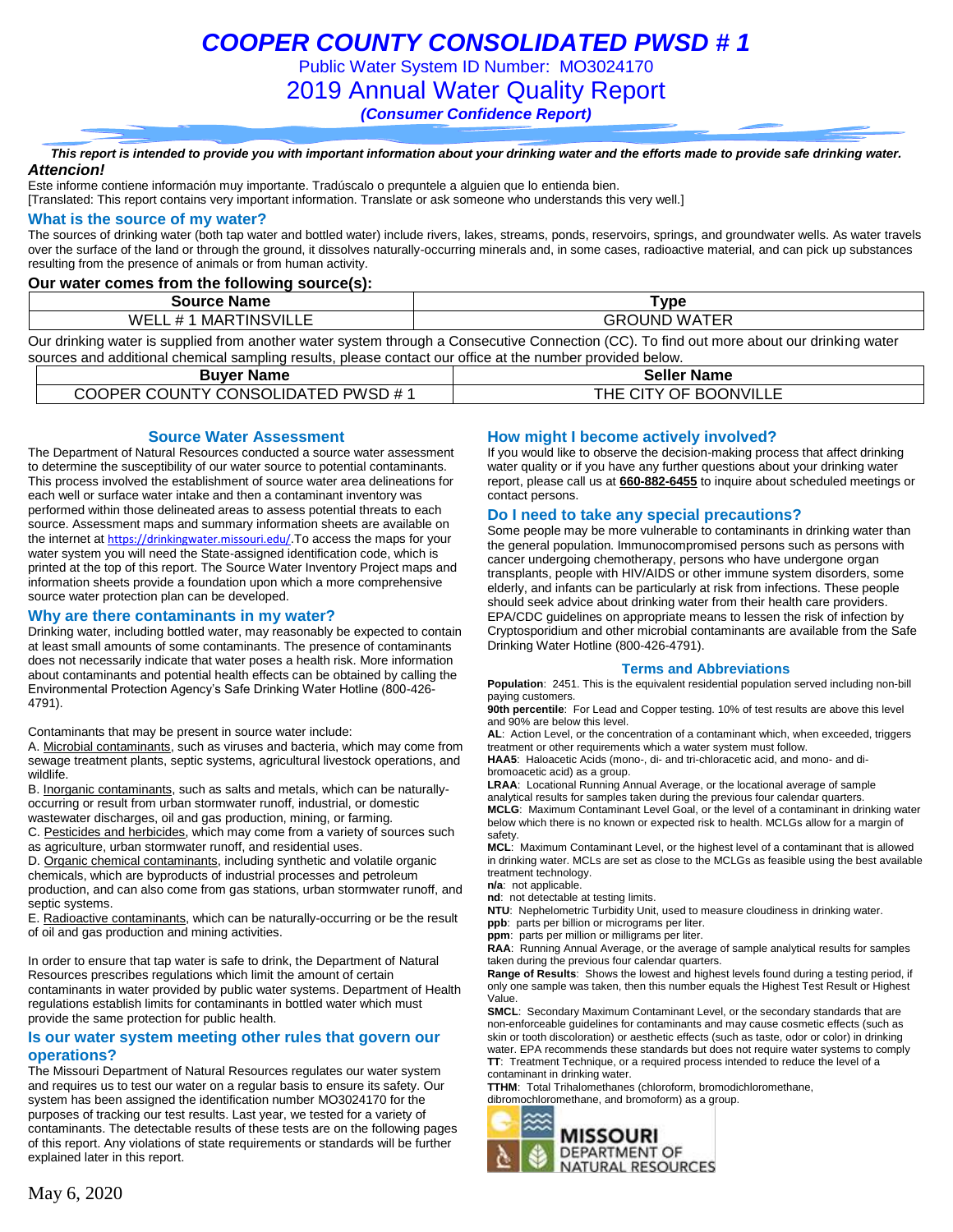# *COOPER COUNTY CONSOLIDATED PWSD # 1*

Public Water System ID Number: MO3024170

## 2019 Annual Water Quality Report

***(Consumer Confidence Report)***

***This report is intended to provide you with important information about your drinking water and the efforts made to provide safe drinking water.***

***Attencion!***

Este informe contiene información muy importante. Tradúscalo o prequntele a alguien que lo entienda bien.
[Translated: This report contains very important information. Translate or ask someone who understands this very well.]

### What is the source of my water?

The sources of drinking water (both tap water and bottled water) include rivers, lakes, streams, ponds, reservoirs, springs, and groundwater wells. As water travels over the surface of the land or through the ground, it dissolves naturally-occurring minerals and, in some cases, radioactive material, and can pick up substances resulting from the presence of animals or from human activity.

**Our water comes from the following source(s):**

| Source Name | Type |
|---|---|
| WELL # 1 MARTINSVILLE | GROUND WATER |

Our drinking water is supplied from another water system through a Consecutive Connection (CC). To find out more about our drinking water sources and additional chemical sampling results, please contact our office at the number provided below.

| Buyer Name | Seller Name |
|---|---|
| COOPER COUNTY CONSOLIDATED PWSD # 1 | THE CITY OF BOONVILLE |

### Source Water Assessment

The Department of Natural Resources conducted a source water assessment to determine the susceptibility of our water source to potential contaminants. This process involved the establishment of source water area delineations for each well or surface water intake and then a contaminant inventory was performed within those delineated areas to assess potential threats to each source. Assessment maps and summary information sheets are available on the internet at https://drinkingwater.missouri.edu/.To access the maps for your water system you will need the State-assigned identification code, which is printed at the top of this report. The Source Water Inventory Project maps and information sheets provide a foundation upon which a more comprehensive source water protection plan can be developed.

### Why are there contaminants in my water?

Drinking water, including bottled water, may reasonably be expected to contain at least small amounts of some contaminants. The presence of contaminants does not necessarily indicate that water poses a health risk. More information about contaminants and potential health effects can be obtained by calling the Environmental Protection Agency's Safe Drinking Water Hotline (800-426-4791).

Contaminants that may be present in source water include:

A. Microbial contaminants, such as viruses and bacteria, which may come from sewage treatment plants, septic systems, agricultural livestock operations, and wildlife.
B. Inorganic contaminants, such as salts and metals, which can be naturally-occurring or result from urban stormwater runoff, industrial, or domestic wastewater discharges, oil and gas production, mining, or farming.
C. Pesticides and herbicides, which may come from a variety of sources such as agriculture, urban stormwater runoff, and residential uses.
D. Organic chemical contaminants, including synthetic and volatile organic chemicals, which are byproducts of industrial processes and petroleum production, and can also come from gas stations, urban stormwater runoff, and septic systems.
E. Radioactive contaminants, which can be naturally-occurring or be the result of oil and gas production and mining activities.

In order to ensure that tap water is safe to drink, the Department of Natural Resources prescribes regulations which limit the amount of certain contaminants in water provided by public water systems. Department of Health regulations establish limits for contaminants in bottled water which must provide the same protection for public health.

### Is our water system meeting other rules that govern our operations?

The Missouri Department of Natural Resources regulates our water system and requires us to test our water on a regular basis to ensure its safety. Our system has been assigned the identification number MO3024170 for the purposes of tracking our test results. Last year, we tested for a variety of contaminants. The detectable results of these tests are on the following pages of this report. Any violations of state requirements or standards will be further explained later in this report.

### How might I become actively involved?

If you would like to observe the decision-making process that affect drinking water quality or if you have any further questions about your drinking water report, please call us at **660-882-6455** to inquire about scheduled meetings or contact persons.

### Do I need to take any special precautions?

Some people may be more vulnerable to contaminants in drinking water than the general population. Immunocompromised persons such as persons with cancer undergoing chemotherapy, persons who have undergone organ transplants, people with HIV/AIDS or other immune system disorders, some elderly, and infants can be particularly at risk from infections. These people should seek advice about drinking water from their health care providers. EPA/CDC guidelines on appropriate means to lessen the risk of infection by Cryptosporidium and other microbial contaminants are available from the Safe Drinking Water Hotline (800-426-4791).

### Terms and Abbreviations

**Population**: 2451. This is the equivalent residential population served including non-bill paying customers.

**90th percentile**: For Lead and Copper testing. 10% of test results are above this level and 90% are below this level.

**AL**: Action Level, or the concentration of a contaminant which, when exceeded, triggers treatment or other requirements which a water system must follow.

**HAA5**: Haloacetic Acids (mono-, di- and tri-chloracetic acid, and mono- and di-bromoacetic acid) as a group.

**LRAA**: Locational Running Annual Average, or the locational average of sample analytical results for samples taken during the previous four calendar quarters.

**MCLG**: Maximum Contaminant Level Goal, or the level of a contaminant in drinking water below which there is no known or expected risk to health. MCLGs allow for a margin of safety.

**MCL**: Maximum Contaminant Level, or the highest level of a contaminant that is allowed in drinking water. MCLs are set as close to the MCLGs as feasible using the best available treatment technology.

**n/a**: not applicable.

**nd**: not detectable at testing limits.

**NTU**: Nephelometric Turbidity Unit, used to measure cloudiness in drinking water.

**ppb**: parts per billion or micrograms per liter.

**ppm**: parts per million or milligrams per liter.

**RAA**: Running Annual Average, or the average of sample analytical results for samples taken during the previous four calendar quarters.

**Range of Results**: Shows the lowest and highest levels found during a testing period, if only one sample was taken, then this number equals the Highest Test Result or Highest Value.

**SMCL**: Secondary Maximum Contaminant Level, or the secondary standards that are non-enforceable guidelines for contaminants and may cause cosmetic effects (such as skin or tooth discoloration) or aesthetic effects (such as taste, odor or color) in drinking water. EPA recommends these standards but does not require water systems to comply

**TT**: Treatment Technique, or a required process intended to reduce the level of a contaminant in drinking water.

**TTHM**: Total Trihalomethanes (chloroform, bromodichloromethane, dibromochloromethane, and bromoform) as a group.

MISSOURI DEPARTMENT OF NATURAL RESOURCES

May 6, 2020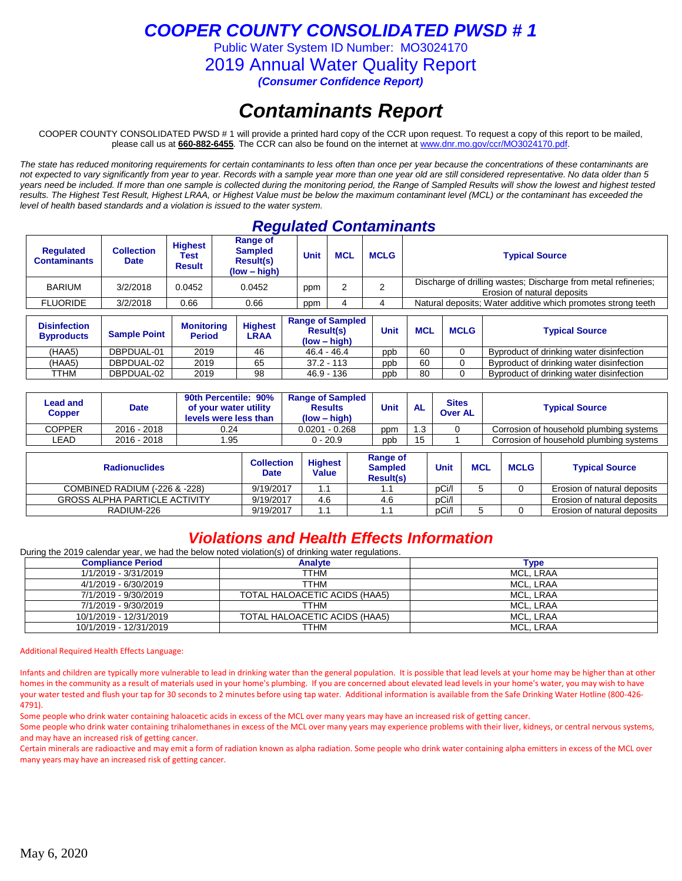# COOPER COUNTY CONSOLIDATED PWSD # 1

Public Water System ID Number: MO3024170

2019 Annual Water Quality Report

***(Consumer Confidence Report)***

# *Contaminants Report*

COOPER COUNTY CONSOLIDATED PWSD # 1 will provide a printed hard copy of the CCR upon request. To request a copy of this report to be mailed, please call us at **660-882-6455**. The CCR can also be found on the internet at www.dnr.mo.gov/ccr/MO3024170.pdf.

*The state has reduced monitoring requirements for certain contaminants to less often than once per year because the concentrations of these contaminants are not expected to vary significantly from year to year. Records with a sample year more than one year old are still considered representative. No data older than 5 years need be included. If more than one sample is collected during the monitoring period, the Range of Sampled Results will show the lowest and highest tested results. The Highest Test Result, Highest LRAA, or Highest Value must be below the maximum contaminant level (MCL) or the contaminant has exceeded the level of health based standards and a violation is issued to the water system.*

## *Regulated Contaminants*

| Regulated Contaminants | Collection Date | Highest Test Result | Range of Sampled Result(s) (low – high) | Unit | MCL | MCLG | Typical Source |
|---|---|---|---|---|---|---|---|
| BARIUM | 3/2/2018 | 0.0452 | 0.0452 | ppm | 2 | 2 | Discharge of drilling wastes; Discharge from metal refineries; Erosion of natural deposits |
| FLUORIDE | 3/2/2018 | 0.66 | 0.66 | ppm | 4 | 4 | Natural deposits; Water additive which promotes strong teeth |

| Disinfection Byproducts | Sample Point | Monitoring Period | Highest LRAA | Range of Sampled Result(s) (low – high) | Unit | MCL | MCLG | Typical Source |
|---|---|---|---|---|---|---|---|---|
| (HAA5) | DBPDUAL-01 | 2019 | 46 | 46.4 - 46.4 | ppb | 60 | 0 | Byproduct of drinking water disinfection |
| (HAA5) | DBPDUAL-02 | 2019 | 65 | 37.2 - 113 | ppb | 60 | 0 | Byproduct of drinking water disinfection |
| TTHM | DBPDUAL-02 | 2019 | 98 | 46.9 - 136 | ppb | 80 | 0 | Byproduct of drinking water disinfection |

| Lead and Copper | Date | 90th Percentile: 90% of your water utility levels were less than | Range of Sampled Results (low – high) | Unit | AL | Sites Over AL | Typical Source |
|---|---|---|---|---|---|---|---|
| COPPER | 2016 - 2018 | 0.24 | 0.0201 - 0.268 | ppm | 1.3 | 0 | Corrosion of household plumbing systems |
| LEAD | 2016 - 2018 | 1.95 | 0 - 20.9 | ppb | 15 | 1 | Corrosion of household plumbing systems |

| Radionuclides | Collection Date | Highest Value | Range of Sampled Result(s) | Unit | MCL | MCLG | Typical Source |
|---|---|---|---|---|---|---|---|
| COMBINED RADIUM (-226 & -228) | 9/19/2017 | 1.1 | 1.1 | pCi/l | 5 | 0 | Erosion of natural deposits |
| GROSS ALPHA PARTICLE ACTIVITY | 9/19/2017 | 4.6 | 4.6 | pCi/l | | | Erosion of natural deposits |
| RADIUM-226 | 9/19/2017 | 1.1 | 1.1 | pCi/l | 5 | 0 | Erosion of natural deposits |

## *Violations and Health Effects Information*

During the 2019 calendar year, we had the below noted violation(s) of drinking water regulations.

| Compliance Period | Analyte | Type |
|---|---|---|
| 1/1/2019 - 3/31/2019 | TTHM | MCL, LRAA |
| 4/1/2019 - 6/30/2019 | TTHM | MCL, LRAA |
| 7/1/2019 - 9/30/2019 | TOTAL HALOACETIC ACIDS (HAA5) | MCL, LRAA |
| 7/1/2019 - 9/30/2019 | TTHM | MCL, LRAA |
| 10/1/2019 - 12/31/2019 | TOTAL HALOACETIC ACIDS (HAA5) | MCL, LRAA |
| 10/1/2019 - 12/31/2019 | TTHM | MCL, LRAA |

Additional Required Health Effects Language:

Infants and children are typically more vulnerable to lead in drinking water than the general population. It is possible that lead levels at your home may be higher than at other homes in the community as a result of materials used in your home's plumbing. If you are concerned about elevated lead levels in your home's water, you may wish to have your water tested and flush your tap for 30 seconds to 2 minutes before using tap water. Additional information is available from the Safe Drinking Water Hotline (800-426-4791).

Some people who drink water containing haloacetic acids in excess of the MCL over many years may have an increased risk of getting cancer.

Some people who drink water containing trihalomethanes in excess of the MCL over many years may experience problems with their liver, kidneys, or central nervous systems, and may have an increased risk of getting cancer.

Certain minerals are radioactive and may emit a form of radiation known as alpha radiation. Some people who drink water containing alpha emitters in excess of the MCL over many years may have an increased risk of getting cancer.

May 6, 2020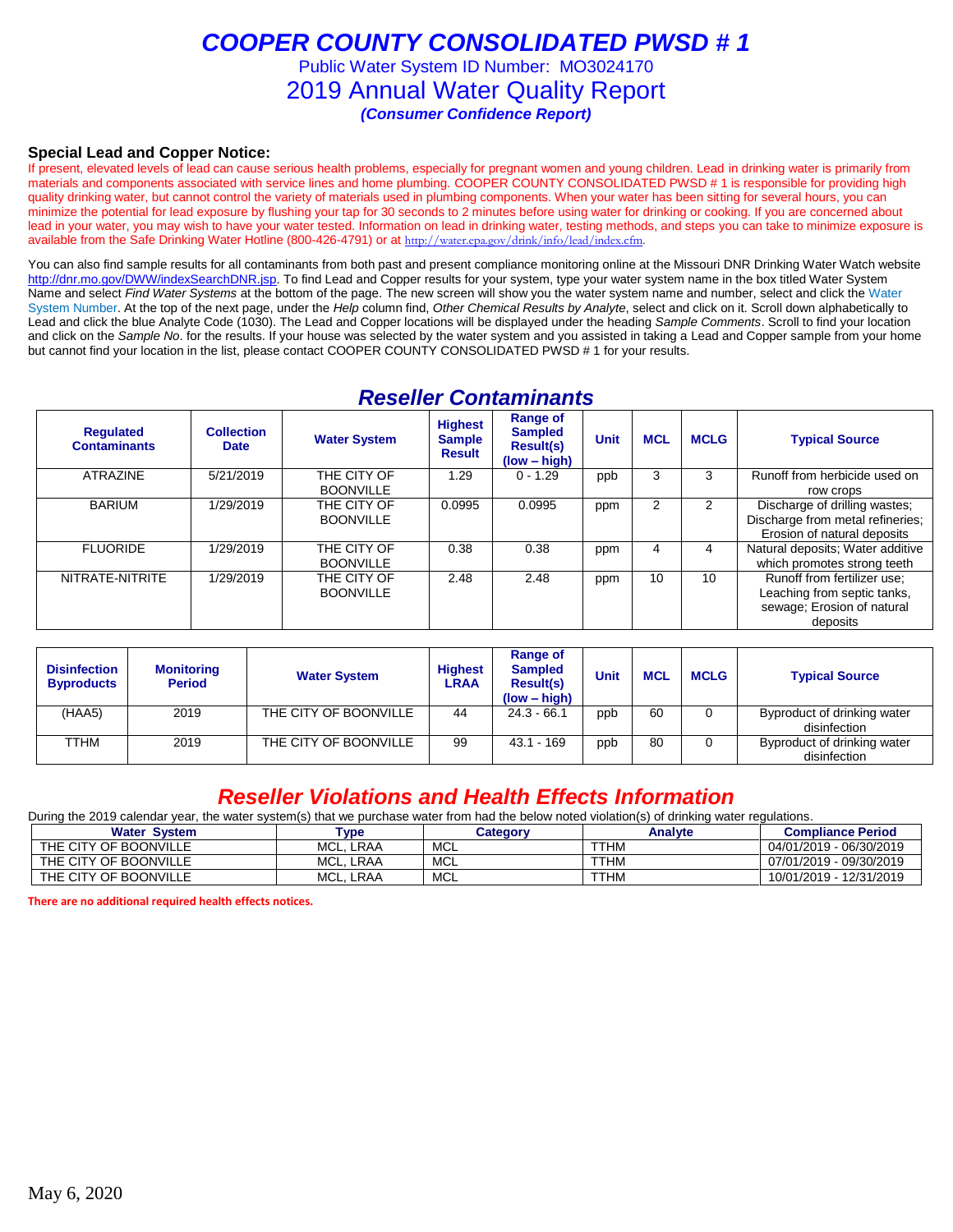# COOPER COUNTY CONSOLIDATED PWSD # 1

Public Water System ID Number: MO3024170

## 2019 Annual Water Quality Report

***(Consumer Confidence Report)***

### Special Lead and Copper Notice:

If present, elevated levels of lead can cause serious health problems, especially for pregnant women and young children. Lead in drinking water is primarily from materials and components associated with service lines and home plumbing. COOPER COUNTY CONSOLIDATED PWSD # 1 is responsible for providing high quality drinking water, but cannot control the variety of materials used in plumbing components. When your water has been sitting for several hours, you can minimize the potential for lead exposure by flushing your tap for 30 seconds to 2 minutes before using water for drinking or cooking. If you are concerned about lead in your water, you may wish to have your water tested. Information on lead in drinking water, testing methods, and steps you can take to minimize exposure is available from the Safe Drinking Water Hotline (800-426-4791) or at http://water.epa.gov/drink/info/lead/index.cfm.

You can also find sample results for all contaminants from both past and present compliance monitoring online at the Missouri DNR Drinking Water Watch website http://dnr.mo.gov/DWW/indexSearchDNR.jsp. To find Lead and Copper results for your system, type your water system name in the box titled Water System Name and select *Find Water Systems* at the bottom of the page. The new screen will show you the water system name and number, select and click the Water System Number. At the top of the next page, under the *Help* column find, *Other Chemical Results by Analyte*, select and click on it. Scroll down alphabetically to Lead and click the blue Analyte Code (1030). The Lead and Copper locations will be displayed under the heading *Sample Comments*. Scroll to find your location and click on the *Sample No*. for the results. If your house was selected by the water system and you assisted in taking a Lead and Copper sample from your home but cannot find your location in the list, please contact COOPER COUNTY CONSOLIDATED PWSD # 1 for your results.

## *Reseller Contaminants*

| Regulated Contaminants | Collection Date | Water System | Highest Sample Result | Range of Sampled Result(s) (low – high) | Unit | MCL | MCLG | Typical Source |
|---|---|---|---|---|---|---|---|---|
| ATRAZINE | 5/21/2019 | THE CITY OF BOONVILLE | 1.29 | 0 - 1.29 | ppb | 3 | 3 | Runoff from herbicide used on row crops |
| BARIUM | 1/29/2019 | THE CITY OF BOONVILLE | 0.0995 | 0.0995 | ppm | 2 | 2 | Discharge of drilling wastes; Discharge from metal refineries; Erosion of natural deposits |
| FLUORIDE | 1/29/2019 | THE CITY OF BOONVILLE | 0.38 | 0.38 | ppm | 4 | 4 | Natural deposits; Water additive which promotes strong teeth |
| NITRATE-NITRITE | 1/29/2019 | THE CITY OF BOONVILLE | 2.48 | 2.48 | ppm | 10 | 10 | Runoff from fertilizer use; Leaching from septic tanks, sewage; Erosion of natural deposits |

| Disinfection Byproducts | Monitoring Period | Water System | Highest LRAA | Range of Sampled Result(s) (low – high) | Unit | MCL | MCLG | Typical Source |
|---|---|---|---|---|---|---|---|---|
| (HAA5) | 2019 | THE CITY OF BOONVILLE | 44 | 24.3 - 66.1 | ppb | 60 | 0 | Byproduct of drinking water disinfection |
| TTHM | 2019 | THE CITY OF BOONVILLE | 99 | 43.1 - 169 | ppb | 80 | 0 | Byproduct of drinking water disinfection |

## *Reseller Violations and Health Effects Information*

During the 2019 calendar year, the water system(s) that we purchase water from had the below noted violation(s) of drinking water regulations.

| Water System | Type | Category | Analyte | Compliance Period |
|---|---|---|---|---|
| THE CITY OF BOONVILLE | MCL, LRAA | MCL | TTHM | 04/01/2019 - 06/30/2019 |
| THE CITY OF BOONVILLE | MCL, LRAA | MCL | TTHM | 07/01/2019 - 09/30/2019 |
| THE CITY OF BOONVILLE | MCL, LRAA | MCL | TTHM | 10/01/2019 - 12/31/2019 |

**There are no additional required health effects notices.**

May 6, 2020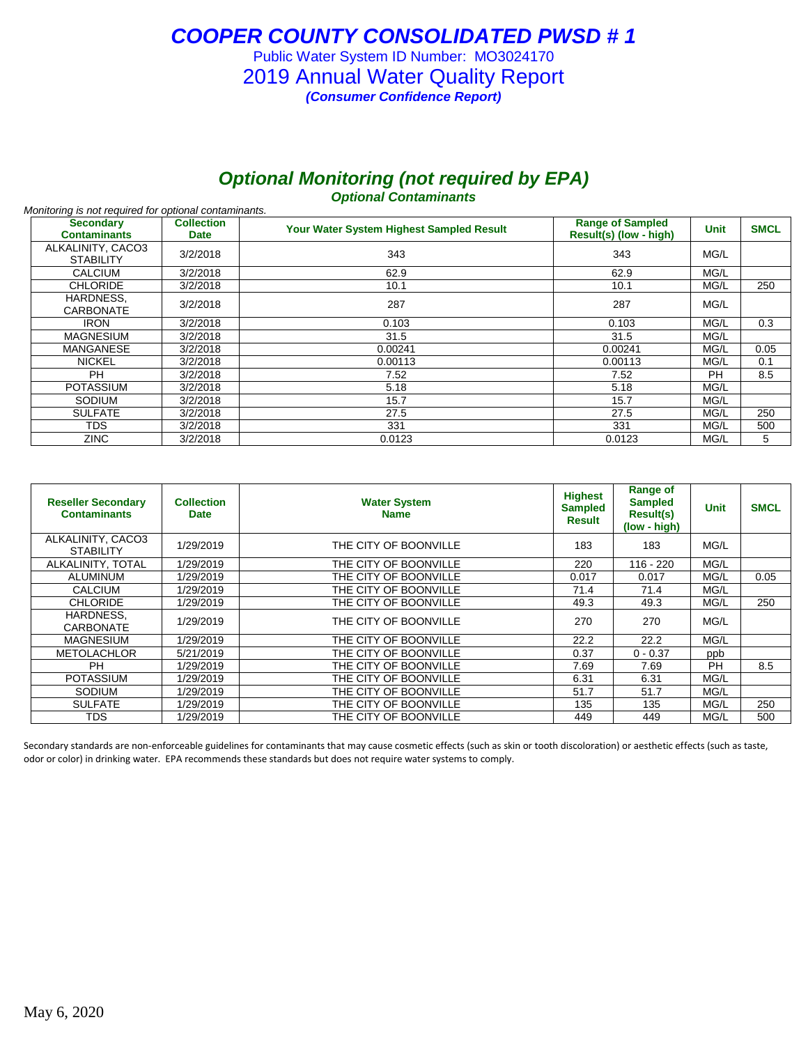# COOPER COUNTY CONSOLIDATED PWSD # 1

Public Water System ID Number: MO3024170

2019 Annual Water Quality Report

***(Consumer Confidence Report)***

## *Optional Monitoring (not required by EPA)*

***Optional Contaminants***

*Monitoring is not required for optional contaminants.*

| Secondary Contaminants | Collection Date | Your Water System Highest Sampled Result | Range of Sampled Result(s) (low - high) | Unit | SMCL |
|---|---|---|---|---|---|
| ALKALINITY, CACO3 STABILITY | 3/2/2018 | 343 | 343 | MG/L | |
| CALCIUM | 3/2/2018 | 62.9 | 62.9 | MG/L | |
| CHLORIDE | 3/2/2018 | 10.1 | 10.1 | MG/L | 250 |
| HARDNESS, CARBONATE | 3/2/2018 | 287 | 287 | MG/L | |
| IRON | 3/2/2018 | 0.103 | 0.103 | MG/L | 0.3 |
| MAGNESIUM | 3/2/2018 | 31.5 | 31.5 | MG/L | |
| MANGANESE | 3/2/2018 | 0.00241 | 0.00241 | MG/L | 0.05 |
| NICKEL | 3/2/2018 | 0.00113 | 0.00113 | MG/L | 0.1 |
| PH | 3/2/2018 | 7.52 | 7.52 | PH | 8.5 |
| POTASSIUM | 3/2/2018 | 5.18 | 5.18 | MG/L | |
| SODIUM | 3/2/2018 | 15.7 | 15.7 | MG/L | |
| SULFATE | 3/2/2018 | 27.5 | 27.5 | MG/L | 250 |
| TDS | 3/2/2018 | 331 | 331 | MG/L | 500 |
| ZINC | 3/2/2018 | 0.0123 | 0.0123 | MG/L | 5 |

| Reseller Secondary Contaminants | Collection Date | Water System Name | Highest Sampled Result | Range of Sampled Result(s) (low - high) | Unit | SMCL |
|---|---|---|---|---|---|---|
| ALKALINITY, CACO3 STABILITY | 1/29/2019 | THE CITY OF BOONVILLE | 183 | 183 | MG/L | |
| ALKALINITY, TOTAL | 1/29/2019 | THE CITY OF BOONVILLE | 220 | 116 - 220 | MG/L | |
| ALUMINUM | 1/29/2019 | THE CITY OF BOONVILLE | 0.017 | 0.017 | MG/L | 0.05 |
| CALCIUM | 1/29/2019 | THE CITY OF BOONVILLE | 71.4 | 71.4 | MG/L | |
| CHLORIDE | 1/29/2019 | THE CITY OF BOONVILLE | 49.3 | 49.3 | MG/L | 250 |
| HARDNESS, CARBONATE | 1/29/2019 | THE CITY OF BOONVILLE | 270 | 270 | MG/L | |
| MAGNESIUM | 1/29/2019 | THE CITY OF BOONVILLE | 22.2 | 22.2 | MG/L | |
| METOLACHLOR | 5/21/2019 | THE CITY OF BOONVILLE | 0.37 | 0 - 0.37 | ppb | |
| PH | 1/29/2019 | THE CITY OF BOONVILLE | 7.69 | 7.69 | PH | 8.5 |
| POTASSIUM | 1/29/2019 | THE CITY OF BOONVILLE | 6.31 | 6.31 | MG/L | |
| SODIUM | 1/29/2019 | THE CITY OF BOONVILLE | 51.7 | 51.7 | MG/L | |
| SULFATE | 1/29/2019 | THE CITY OF BOONVILLE | 135 | 135 | MG/L | 250 |
| TDS | 1/29/2019 | THE CITY OF BOONVILLE | 449 | 449 | MG/L | 500 |

Secondary standards are non-enforceable guidelines for contaminants that may cause cosmetic effects (such as skin or tooth discoloration) or aesthetic effects (such as taste, odor or color) in drinking water. EPA recommends these standards but does not require water systems to comply.

May 6, 2020